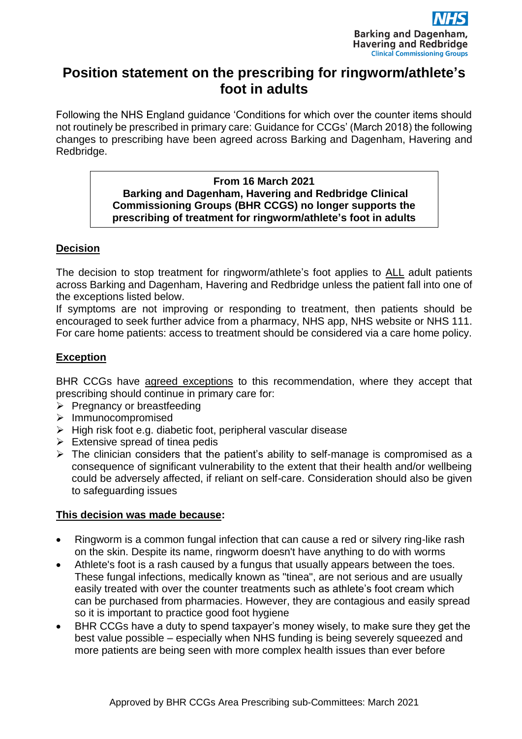Barking and Dagenham, Havering and Redbridge
Clinical Commissioning Groups

# Position statement on the prescribing for ringworm/athlete's foot in adults

Following the NHS England guidance 'Conditions for which over the counter items should not routinely be prescribed in primary care: Guidance for CCGs' (March 2018) the following changes to prescribing have been agreed across Barking and Dagenham, Havering and Redbridge.

> **From 16 March 2021**
> **Barking and Dagenham, Havering and Redbridge Clinical Commissioning Groups (BHR CCGS) no longer supports the prescribing of treatment for ringworm/athlete's foot in adults**

## Decision

The decision to stop treatment for ringworm/athlete's foot applies to ALL adult patients across Barking and Dagenham, Havering and Redbridge unless the patient fall into one of the exceptions listed below.

If symptoms are not improving or responding to treatment, then patients should be encouraged to seek further advice from a pharmacy, NHS app, NHS website or NHS 111. For care home patients: access to treatment should be considered via a care home policy.

## Exception

BHR CCGs have agreed exceptions to this recommendation, where they accept that prescribing should continue in primary care for:

- Pregnancy or breastfeeding
- Immunocompromised
- High risk foot e.g. diabetic foot, peripheral vascular disease
- Extensive spread of tinea pedis
- The clinician considers that the patient's ability to self-manage is compromised as a consequence of significant vulnerability to the extent that their health and/or wellbeing could be adversely affected, if reliant on self-care. Consideration should also be given to safeguarding issues

## This decision was made because:

- Ringworm is a common fungal infection that can cause a red or silvery ring-like rash on the skin. Despite its name, ringworm doesn't have anything to do with worms
- Athlete's foot is a rash caused by a fungus that usually appears between the toes. These fungal infections, medically known as "tinea", are not serious and are usually easily treated with over the counter treatments such as athlete's foot cream which can be purchased from pharmacies. However, they are contagious and easily spread so it is important to practice good foot hygiene
- BHR CCGs have a duty to spend taxpayer's money wisely, to make sure they get the best value possible – especially when NHS funding is being severely squeezed and more patients are being seen with more complex health issues than ever before

Approved by BHR CCGs Area Prescribing sub-Committees: March 2021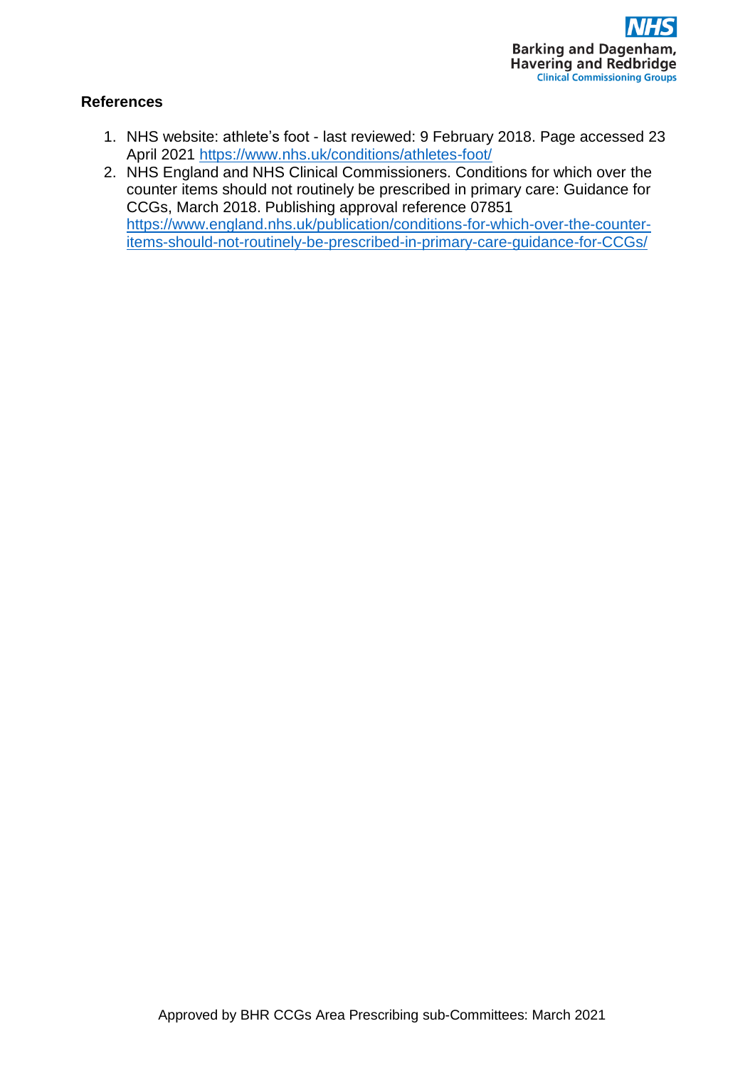## References

1. NHS website: athlete's foot - last reviewed: 9 February 2018. Page accessed 23 April 2021 https://www.nhs.uk/conditions/athletes-foot/
2. NHS England and NHS Clinical Commissioners. Conditions for which over the counter items should not routinely be prescribed in primary care: Guidance for CCGs, March 2018. Publishing approval reference 07851 https://www.england.nhs.uk/publication/conditions-for-which-over-the-counter-items-should-not-routinely-be-prescribed-in-primary-care-guidance-for-CCGs/

Approved by BHR CCGs Area Prescribing sub-Committees: March 2021